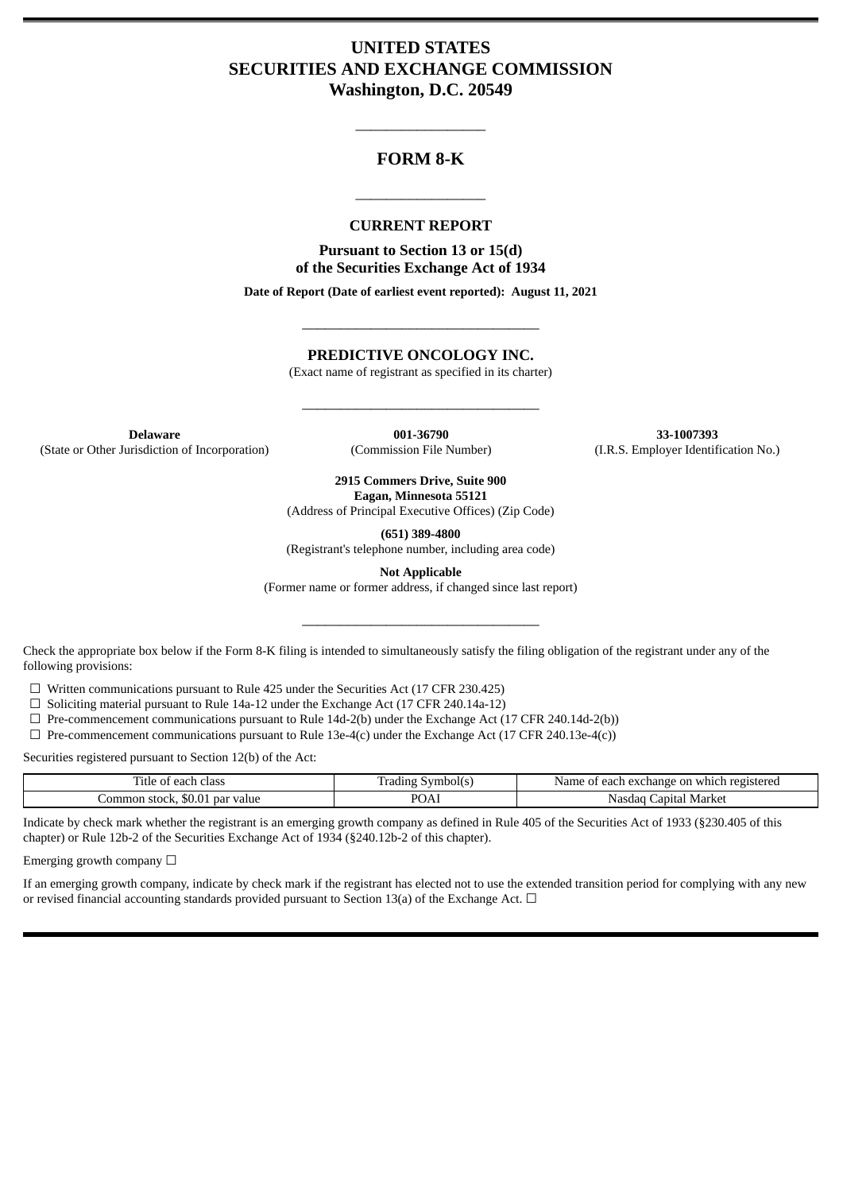# UNITED STATES
# SECURITIES AND EXCHANGE COMMISSION
# Washington, D.C. 20549

---

## FORM 8-K

---

### CURRENT REPORT

**Pursuant to Section 13 or 15(d)**
**of the Securities Exchange Act of 1934**

**Date of Report (Date of earliest event reported): August 11, 2021**

---

**PREDICTIVE ONCOLOGY INC.**
(Exact name of registrant as specified in its charter)

---

| **Delaware** | **001-36790** | **33-1007393** |
|---|---|---|
| (State or Other Jurisdiction of Incorporation) | (Commission File Number) | (I.R.S. Employer Identification No.) |

**2915 Commers Drive, Suite 900**
**Eagan, Minnesota 55121**
(Address of Principal Executive Offices) (Zip Code)

**(651) 389-4800**
(Registrant's telephone number, including area code)

**Not Applicable**
(Former name or former address, if changed since last report)

---

Check the appropriate box below if the Form 8-K filing is intended to simultaneously satisfy the filing obligation of the registrant under any of the following provisions:

☐ Written communications pursuant to Rule 425 under the Securities Act (17 CFR 230.425)
☐ Soliciting material pursuant to Rule 14a-12 under the Exchange Act (17 CFR 240.14a-12)
☐ Pre-commencement communications pursuant to Rule 14d-2(b) under the Exchange Act (17 CFR 240.14d-2(b))
☐ Pre-commencement communications pursuant to Rule 13e-4(c) under the Exchange Act (17 CFR 240.13e-4(c))

Securities registered pursuant to Section 12(b) of the Act:

| Title of each class | Trading Symbol(s) | Name of each exchange on which registered |
|---|---|---|
| Common stock, $0.01 par value | POAI | Nasdaq Capital Market |

Indicate by check mark whether the registrant is an emerging growth company as defined in Rule 405 of the Securities Act of 1933 (§230.405 of this chapter) or Rule 12b-2 of the Securities Exchange Act of 1934 (§240.12b-2 of this chapter).

Emerging growth company ☐

If an emerging growth company, indicate by check mark if the registrant has elected not to use the extended transition period for complying with any new or revised financial accounting standards provided pursuant to Section 13(a) of the Exchange Act. ☐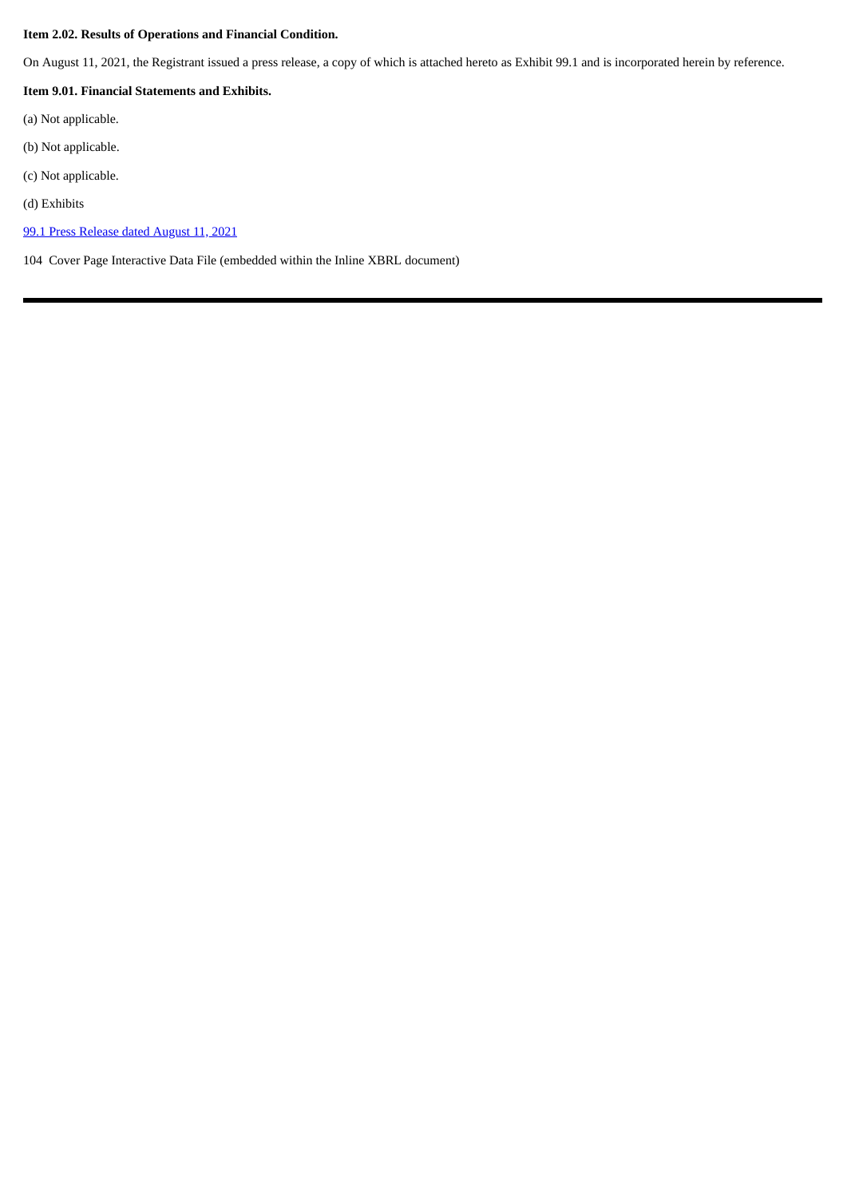**Item 2.02. Results of Operations and Financial Condition.**

On August 11, 2021, the Registrant issued a press release, a copy of which is attached hereto as Exhibit 99.1 and is incorporated herein by reference.

**Item 9.01. Financial Statements and Exhibits.**

(a) Not applicable.

(b) Not applicable.

(c) Not applicable.

(d) Exhibits

99.1 Press Release dated August 11, 2021

104 Cover Page Interactive Data File (embedded within the Inline XBRL document)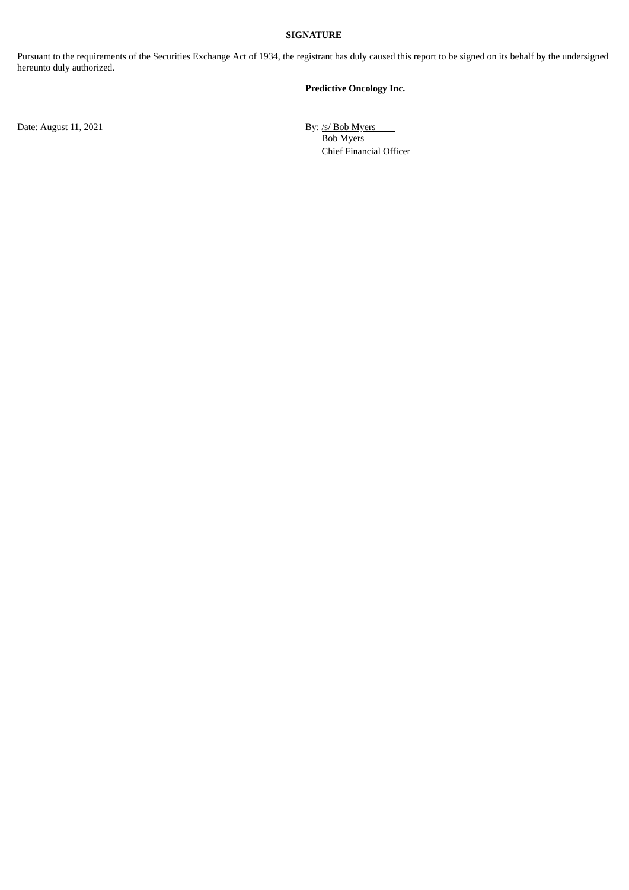**SIGNATURE**

Pursuant to the requirements of the Securities Exchange Act of 1934, the registrant has duly caused this report to be signed on its behalf by the undersigned hereunto duly authorized.

**Predictive Oncology Inc.**

Date: August 11, 2021

By: /s/ Bob Myers
Bob Myers
Chief Financial Officer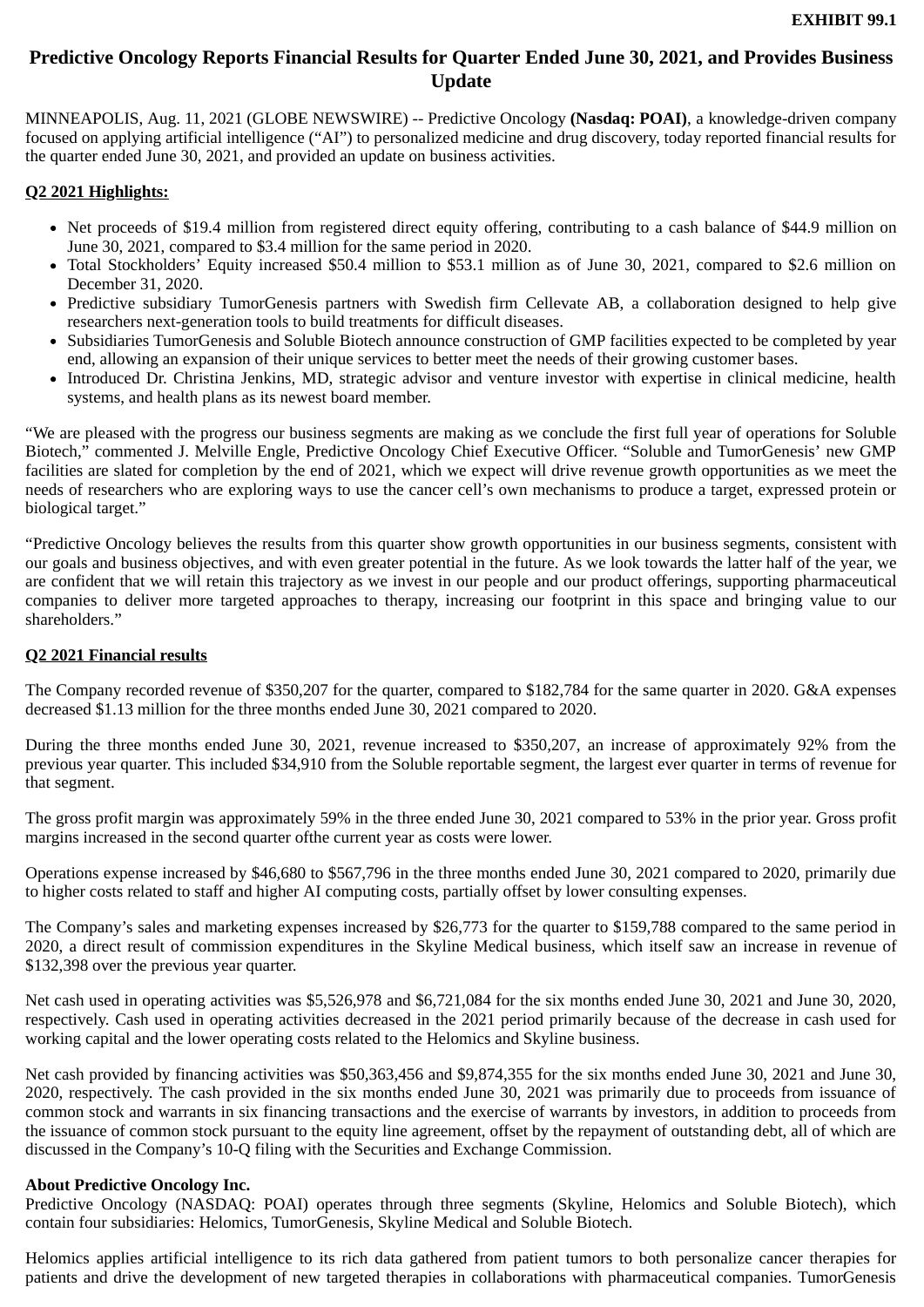**EXHIBIT 99.1**

# Predictive Oncology Reports Financial Results for Quarter Ended June 30, 2021, and Provides Business Update

MINNEAPOLIS, Aug. 11, 2021 (GLOBE NEWSWIRE) -- Predictive Oncology **(Nasdaq: POAI)**, a knowledge-driven company focused on applying artificial intelligence ("AI") to personalized medicine and drug discovery, today reported financial results for the quarter ended June 30, 2021, and provided an update on business activities.

**Q2 2021 Highlights:**

- Net proceeds of $19.4 million from registered direct equity offering, contributing to a cash balance of $44.9 million on June 30, 2021, compared to $3.4 million for the same period in 2020.
- Total Stockholders' Equity increased $50.4 million to $53.1 million as of June 30, 2021, compared to $2.6 million on December 31, 2020.
- Predictive subsidiary TumorGenesis partners with Swedish firm Cellevate AB, a collaboration designed to help give researchers next-generation tools to build treatments for difficult diseases.
- Subsidiaries TumorGenesis and Soluble Biotech announce construction of GMP facilities expected to be completed by year end, allowing an expansion of their unique services to better meet the needs of their growing customer bases.
- Introduced Dr. Christina Jenkins, MD, strategic advisor and venture investor with expertise in clinical medicine, health systems, and health plans as its newest board member.

"We are pleased with the progress our business segments are making as we conclude the first full year of operations for Soluble Biotech," commented J. Melville Engle, Predictive Oncology Chief Executive Officer. "Soluble and TumorGenesis' new GMP facilities are slated for completion by the end of 2021, which we expect will drive revenue growth opportunities as we meet the needs of researchers who are exploring ways to use the cancer cell's own mechanisms to produce a target, expressed protein or biological target."

"Predictive Oncology believes the results from this quarter show growth opportunities in our business segments, consistent with our goals and business objectives, and with even greater potential in the future. As we look towards the latter half of the year, we are confident that we will retain this trajectory as we invest in our people and our product offerings, supporting pharmaceutical companies to deliver more targeted approaches to therapy, increasing our footprint in this space and bringing value to our shareholders."

**Q2 2021 Financial results**

The Company recorded revenue of $350,207 for the quarter, compared to $182,784 for the same quarter in 2020. G&A expenses decreased $1.13 million for the three months ended June 30, 2021 compared to 2020.

During the three months ended June 30, 2021, revenue increased to $350,207, an increase of approximately 92% from the previous year quarter. This included $34,910 from the Soluble reportable segment, the largest ever quarter in terms of revenue for that segment.

The gross profit margin was approximately 59% in the three ended June 30, 2021 compared to 53% in the prior year. Gross profit margins increased in the second quarter ofthe current year as costs were lower.

Operations expense increased by $46,680 to $567,796 in the three months ended June 30, 2021 compared to 2020, primarily due to higher costs related to staff and higher AI computing costs, partially offset by lower consulting expenses.

The Company's sales and marketing expenses increased by $26,773 for the quarter to $159,788 compared to the same period in 2020, a direct result of commission expenditures in the Skyline Medical business, which itself saw an increase in revenue of $132,398 over the previous year quarter.

Net cash used in operating activities was $5,526,978 and $6,721,084 for the six months ended June 30, 2021 and June 30, 2020, respectively. Cash used in operating activities decreased in the 2021 period primarily because of the decrease in cash used for working capital and the lower operating costs related to the Helomics and Skyline business.

Net cash provided by financing activities was $50,363,456 and $9,874,355 for the six months ended June 30, 2021 and June 30, 2020, respectively. The cash provided in the six months ended June 30, 2021 was primarily due to proceeds from issuance of common stock and warrants in six financing transactions and the exercise of warrants by investors, in addition to proceeds from the issuance of common stock pursuant to the equity line agreement, offset by the repayment of outstanding debt, all of which are discussed in the Company's 10-Q filing with the Securities and Exchange Commission.

**About Predictive Oncology Inc.**

Predictive Oncology (NASDAQ: POAI) operates through three segments (Skyline, Helomics and Soluble Biotech), which contain four subsidiaries: Helomics, TumorGenesis, Skyline Medical and Soluble Biotech.

Helomics applies artificial intelligence to its rich data gathered from patient tumors to both personalize cancer therapies for patients and drive the development of new targeted therapies in collaborations with pharmaceutical companies. TumorGenesis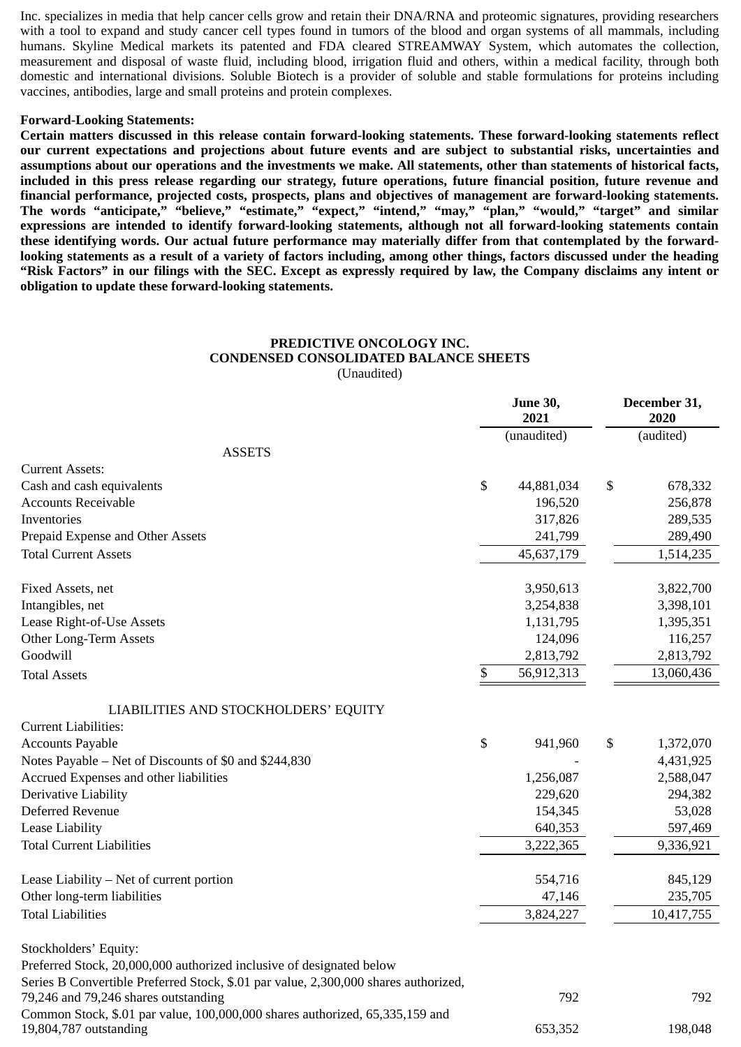Inc. specializes in media that help cancer cells grow and retain their DNA/RNA and proteomic signatures, providing researchers with a tool to expand and study cancer cell types found in tumors of the blood and organ systems of all mammals, including humans. Skyline Medical markets its patented and FDA cleared STREAMWAY System, which automates the collection, measurement and disposal of waste fluid, including blood, irrigation fluid and others, within a medical facility, through both domestic and international divisions. Soluble Biotech is a provider of soluble and stable formulations for proteins including vaccines, antibodies, large and small proteins and protein complexes.

**Forward-Looking Statements:**

**Certain matters discussed in this release contain forward-looking statements. These forward-looking statements reflect our current expectations and projections about future events and are subject to substantial risks, uncertainties and assumptions about our operations and the investments we make. All statements, other than statements of historical facts, included in this press release regarding our strategy, future operations, future financial position, future revenue and financial performance, projected costs, prospects, plans and objectives of management are forward-looking statements. The words "anticipate," "believe," "estimate," "expect," "intend," "may," "plan," "would," "target" and similar expressions are intended to identify forward-looking statements, although not all forward-looking statements contain these identifying words. Our actual future performance may materially differ from that contemplated by the forward-looking statements as a result of a variety of factors including, among other things, factors discussed under the heading "Risk Factors" in our filings with the SEC. Except as expressly required by law, the Company disclaims any intent or obligation to update these forward-looking statements.**

**PREDICTIVE ONCOLOGY INC.**
**CONDENSED CONSOLIDATED BALANCE SHEETS**
(Unaudited)

| | June 30, 2021 | December 31, 2020 |
|---|---|---|
| | (unaudited) | (audited) |
| ASSETS | | |
| Current Assets: | | |
| Cash and cash equivalents | $ 44,881,034 | $ 678,332 |
| Accounts Receivable | 196,520 | 256,878 |
| Inventories | 317,826 | 289,535 |
| Prepaid Expense and Other Assets | 241,799 | 289,490 |
| Total Current Assets | 45,637,179 | 1,514,235 |
| | | |
| Fixed Assets, net | 3,950,613 | 3,822,700 |
| Intangibles, net | 3,254,838 | 3,398,101 |
| Lease Right-of-Use Assets | 1,131,795 | 1,395,351 |
| Other Long-Term Assets | 124,096 | 116,257 |
| Goodwill | 2,813,792 | 2,813,792 |
| Total Assets | $ 56,912,313 | 13,060,436 |
| | | |
| LIABILITIES AND STOCKHOLDERS' EQUITY | | |
| Current Liabilities: | | |
| Accounts Payable | $ 941,960 | $ 1,372,070 |
| Notes Payable – Net of Discounts of $0 and $244,830 | - | 4,431,925 |
| Accrued Expenses and other liabilities | 1,256,087 | 2,588,047 |
| Derivative Liability | 229,620 | 294,382 |
| Deferred Revenue | 154,345 | 53,028 |
| Lease Liability | 640,353 | 597,469 |
| Total Current Liabilities | 3,222,365 | 9,336,921 |
| | | |
| Lease Liability – Net of current portion | 554,716 | 845,129 |
| Other long-term liabilities | 47,146 | 235,705 |
| Total Liabilities | 3,824,227 | 10,417,755 |
| | | |
| Stockholders' Equity: | | |
| Preferred Stock, 20,000,000 authorized inclusive of designated below | | |
| Series B Convertible Preferred Stock, $.01 par value, 2,300,000 shares authorized, 79,246 and 79,246 shares outstanding | 792 | 792 |
| Common Stock, $.01 par value, 100,000,000 shares authorized, 65,335,159 and 19,804,787 outstanding | 653,352 | 198,048 |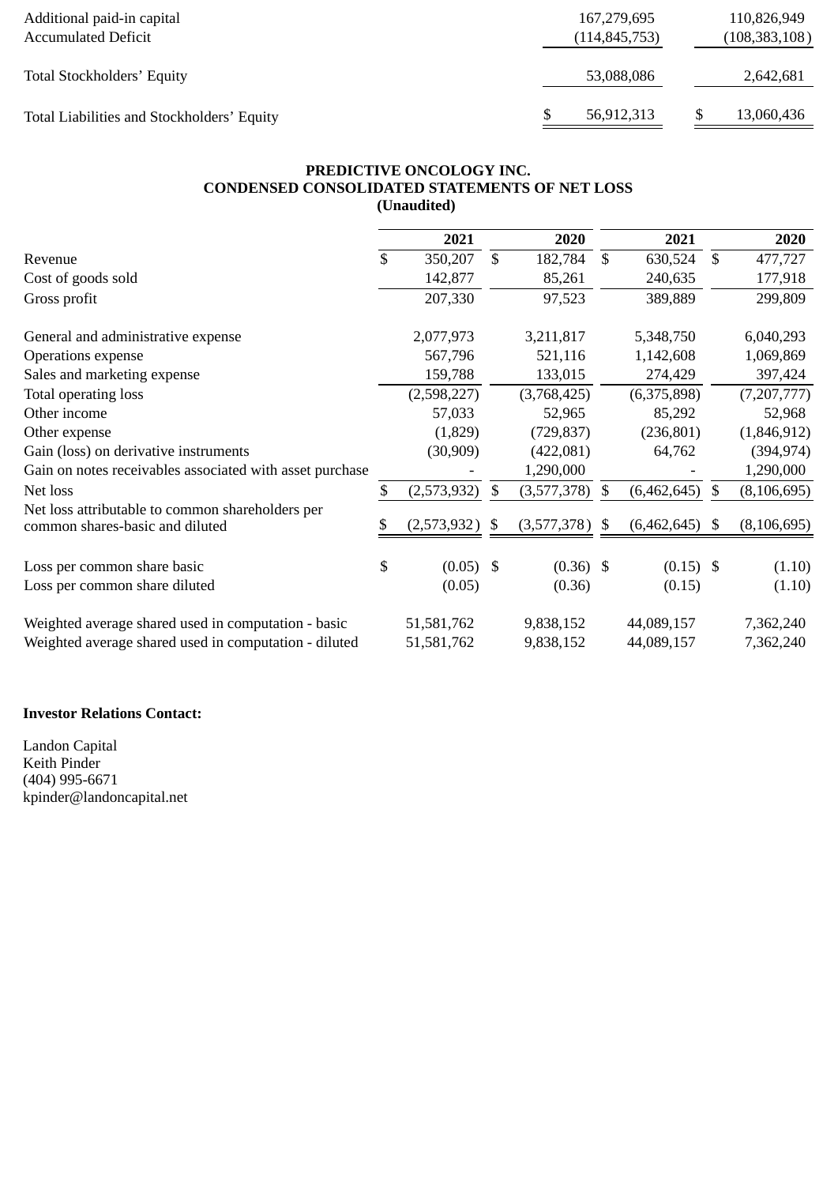| | | |
|---|---|---|
| Additional paid-in capital | 167,279,695 | 110,826,949 |
| Accumulated Deficit | (114,845,753) | (108,383,108) |
| Total Stockholders' Equity | 53,088,086 | 2,642,681 |
| Total Liabilities and Stockholders' Equity | $ 56,912,313 | $ 13,060,436 |

**PREDICTIVE ONCOLOGY INC.**
**CONDENSED CONSOLIDATED STATEMENTS OF NET LOSS**
**(Unaudited)**

| | 2021 | 2020 | 2021 | 2020 |
|---|---|---|---|---|
| Revenue | $ 350,207 | $ 182,784 | $ 630,524 | $ 477,727 |
| Cost of goods sold | 142,877 | 85,261 | 240,635 | 177,918 |
| Gross profit | 207,330 | 97,523 | 389,889 | 299,809 |
| General and administrative expense | 2,077,973 | 3,211,817 | 5,348,750 | 6,040,293 |
| Operations expense | 567,796 | 521,116 | 1,142,608 | 1,069,869 |
| Sales and marketing expense | 159,788 | 133,015 | 274,429 | 397,424 |
| Total operating loss | (2,598,227) | (3,768,425) | (6,375,898) | (7,207,777) |
| Other income | 57,033 | 52,965 | 85,292 | 52,968 |
| Other expense | (1,829) | (729,837) | (236,801) | (1,846,912) |
| Gain (loss) on derivative instruments | (30,909) | (422,081) | 64,762 | (394,974) |
| Gain on notes receivables associated with asset purchase | - | 1,290,000 | - | 1,290,000 |
| Net loss | $ (2,573,932) | $ (3,577,378) | $ (6,462,645) | $ (8,106,695) |
| Net loss attributable to common shareholders per common shares-basic and diluted | $ (2,573,932) | $ (3,577,378) | $ (6,462,645) | $ (8,106,695) |
| Loss per common share basic | $ (0.05) | $ (0.36) | $ (0.15) | $ (1.10) |
| Loss per common share diluted | (0.05) | (0.36) | (0.15) | (1.10) |
| Weighted average shared used in computation - basic | 51,581,762 | 9,838,152 | 44,089,157 | 7,362,240 |
| Weighted average shared used in computation - diluted | 51,581,762 | 9,838,152 | 44,089,157 | 7,362,240 |

**Investor Relations Contact:**

Landon Capital
Keith Pinder
(404) 995-6671
kpinder@landoncapital.net